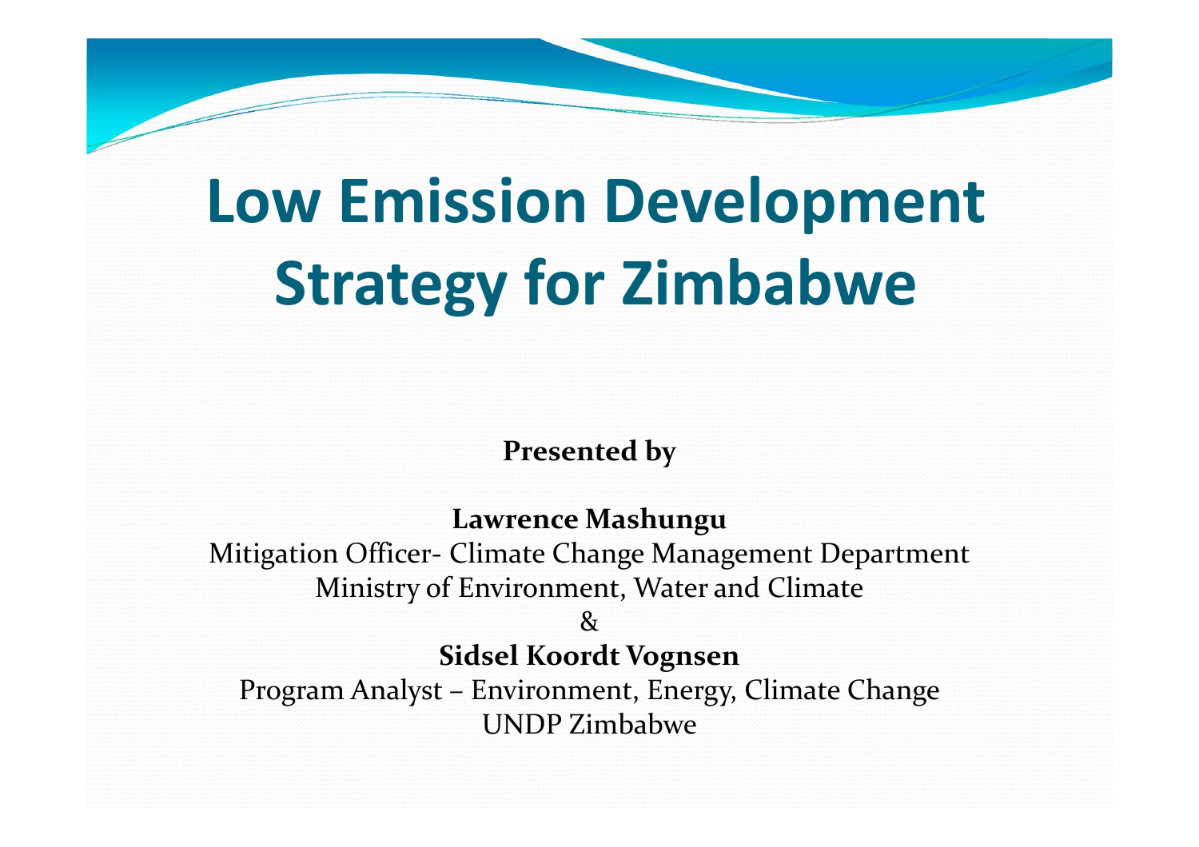# Low Emission Development Strategy for Zimbabwe

**Presented by**

**Lawrence Mashungu**
Mitigation Officer- Climate Change Management Department
Ministry of Environment, Water and Climate

&

**Sidsel Koordt Vognsen**
Program Analyst – Environment, Energy, Climate Change
UNDP Zimbabwe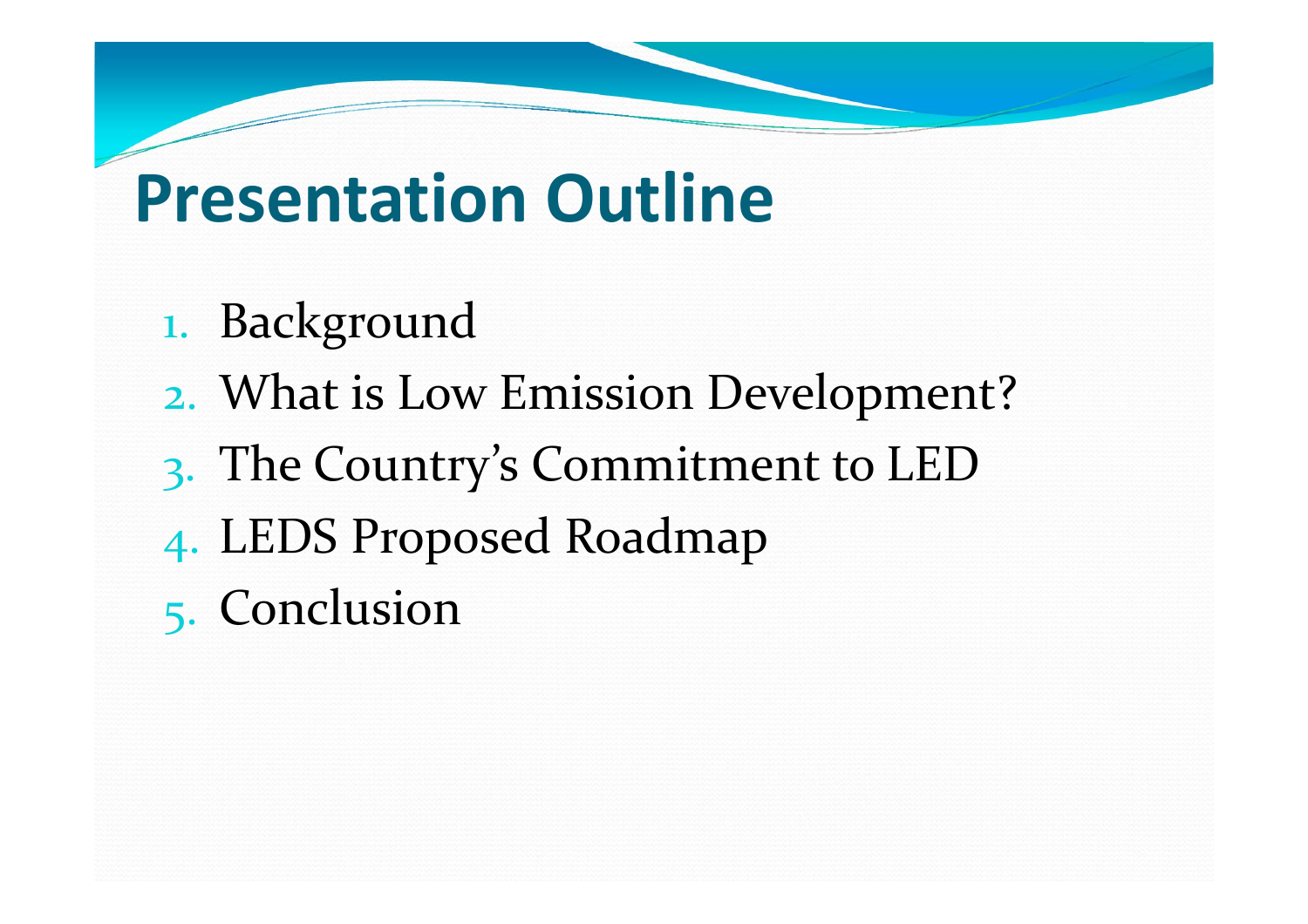# Presentation Outline

1. Background
2. What is Low Emission Development?
3. The Country’s Commitment to LED
4. LEDS Proposed Roadmap
5. Conclusion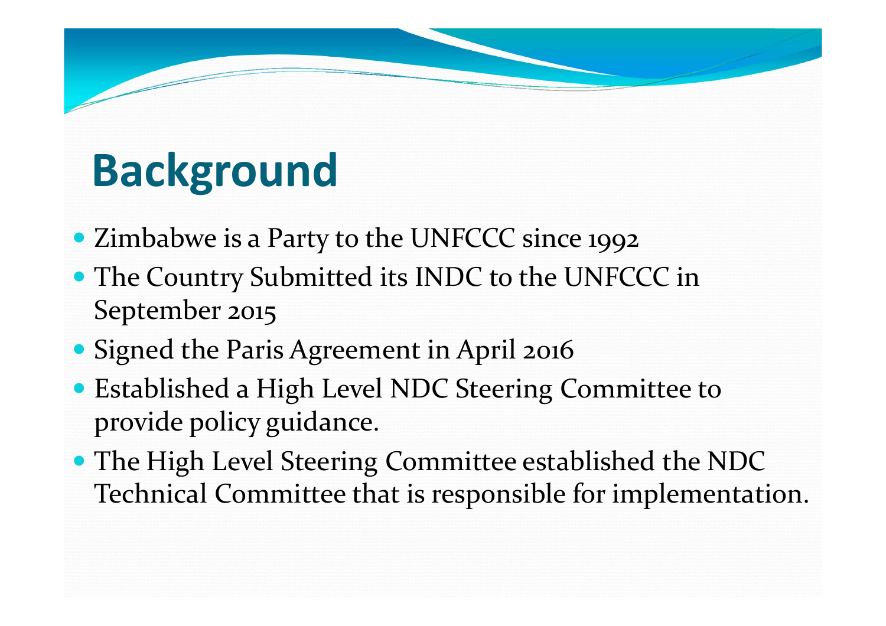# Background

- Zimbabwe is a Party to the UNFCCC since 1992
- The Country Submitted its INDC to the UNFCCC in September 2015
- Signed the Paris Agreement in April 2016
- Established a High Level NDC Steering Committee to provide policy guidance.
- The High Level Steering Committee established the NDC Technical Committee that is responsible for implementation.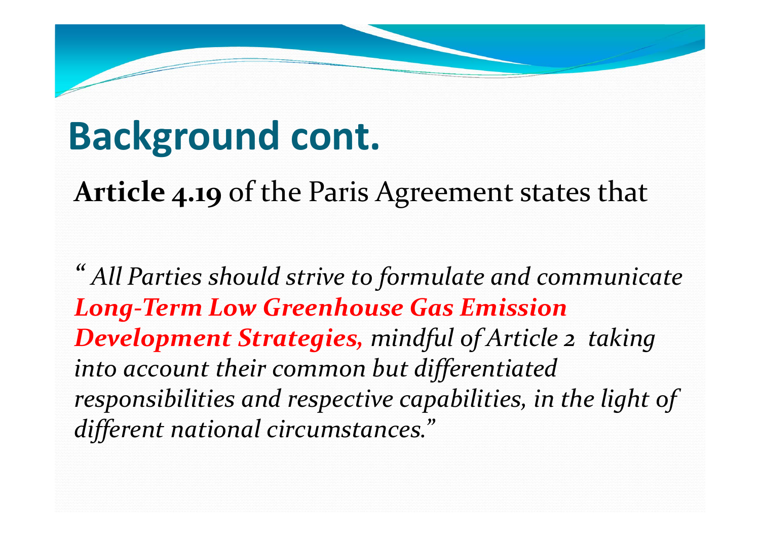# Background cont.

**Article 4.19** of the Paris Agreement states that

*" All Parties should strive to formulate and communicate* ***Long-Term Low Greenhouse Gas Emission Development Strategies,*** *mindful of Article 2 taking into account their common but differentiated responsibilities and respective capabilities, in the light of different national circumstances."*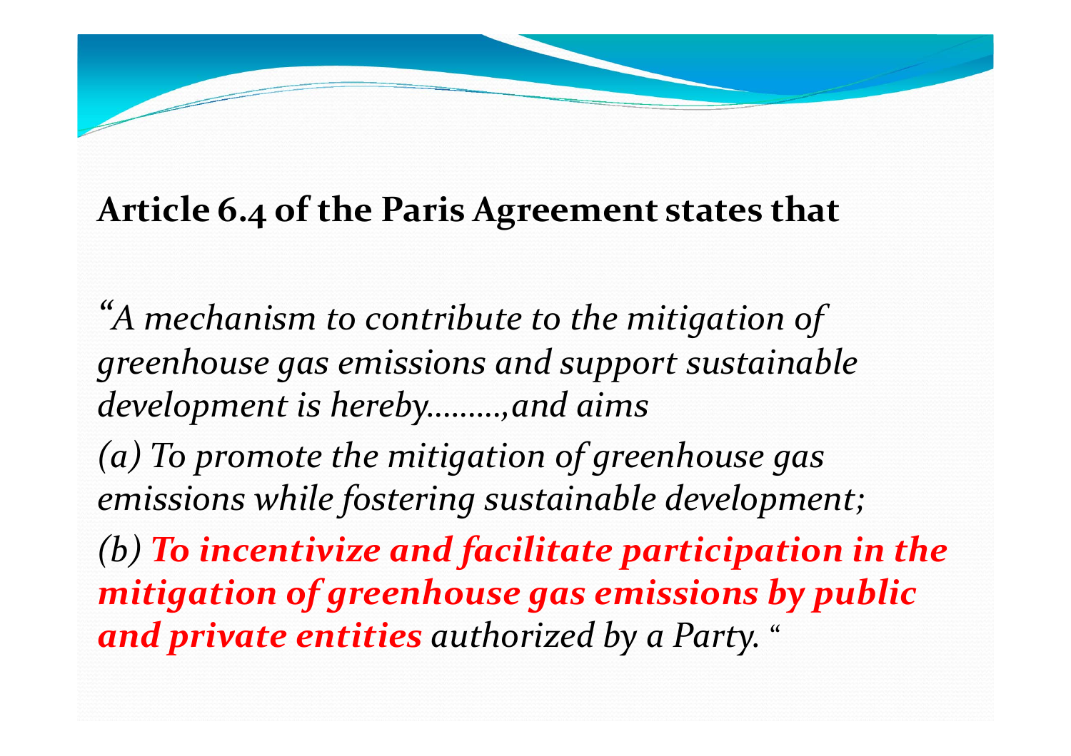**Article 6.4 of the Paris Agreement states that**

*"A mechanism to contribute to the mitigation of greenhouse gas emissions and support sustainable development is hereby………,and aims*

*(a) To promote the mitigation of greenhouse gas emissions while fostering sustainable development;*

*(b)* ***To incentivize and facilitate participation in the mitigation of greenhouse gas emissions by public and private entities*** *authorized by a Party. "*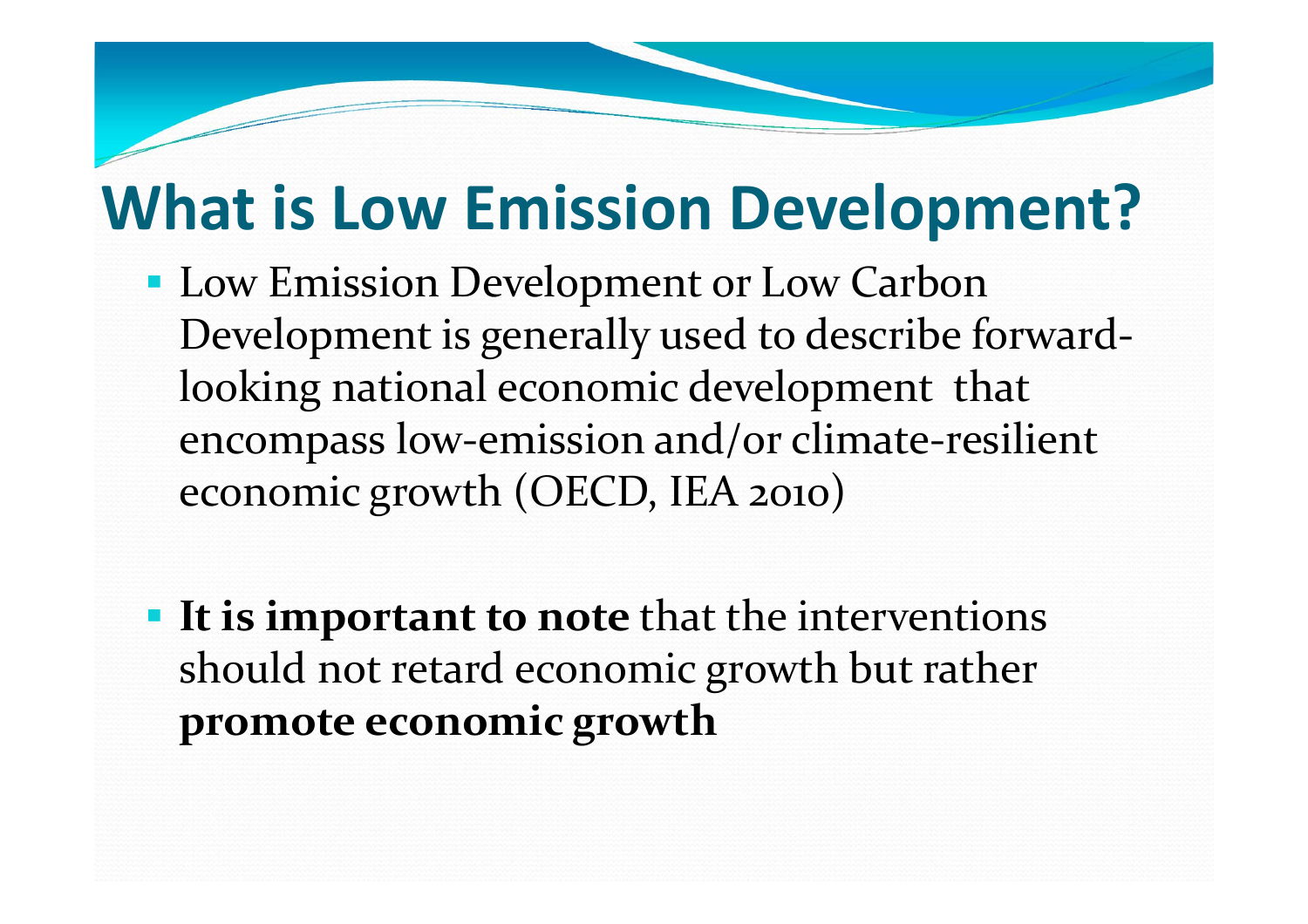# What is Low Emission Development?

- Low Emission Development or Low Carbon Development is generally used to describe forward-looking national economic development that encompass low-emission and/or climate-resilient economic growth (OECD, IEA 2010)

- **It is important to note** that the interventions should not retard economic growth but rather **promote economic growth**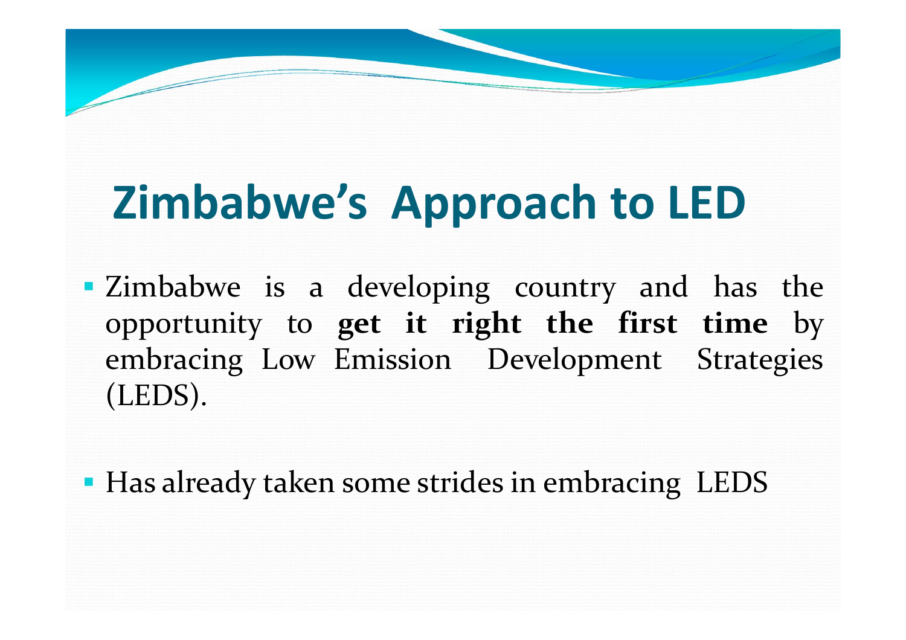# Zimbabwe's Approach to LED

- Zimbabwe is a developing country and has the opportunity to **get it right the first time** by embracing Low Emission Development Strategies (LEDS).

- Has already taken some strides in embracing LEDS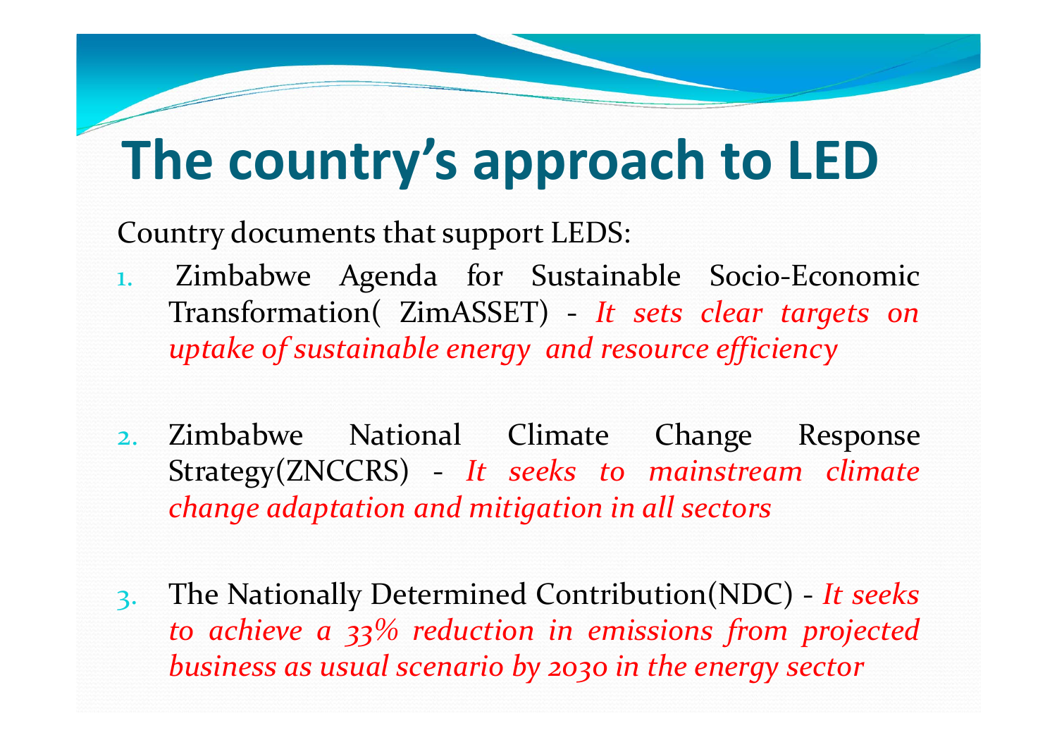# The country's approach to LED

Country documents that support LEDS:

1. Zimbabwe Agenda for Sustainable Socio-Economic Transformation( ZimASSET) - *It sets clear targets on uptake of sustainable energy and resource efficiency*

2. Zimbabwe National Climate Change Response Strategy(ZNCCRS) - *It seeks to mainstream climate change adaptation and mitigation in all sectors*

3. The Nationally Determined Contribution(NDC) - *It seeks to achieve a 33% reduction in emissions from projected business as usual scenario by 2030 in the energy sector*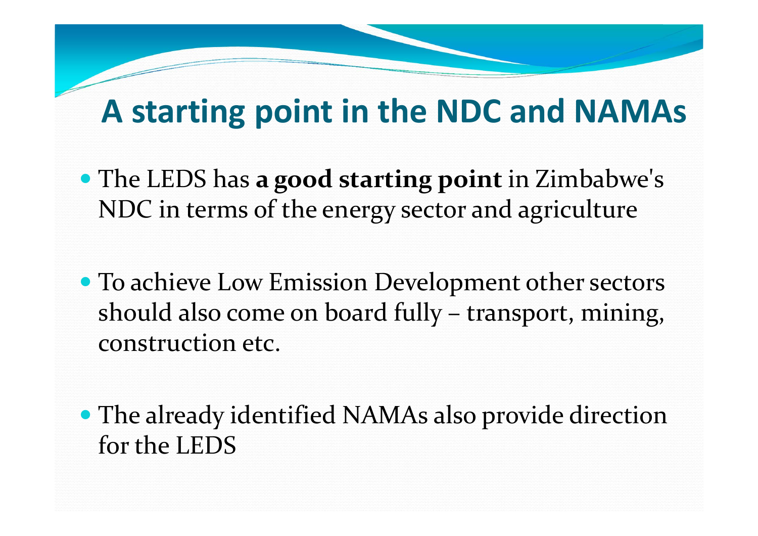# A starting point in the NDC and NAMAs

- The LEDS has **a good starting point** in Zimbabwe's NDC in terms of the energy sector and agriculture

- To achieve Low Emission Development other sectors should also come on board fully – transport, mining, construction etc.

- The already identified NAMAs also provide direction for the LEDS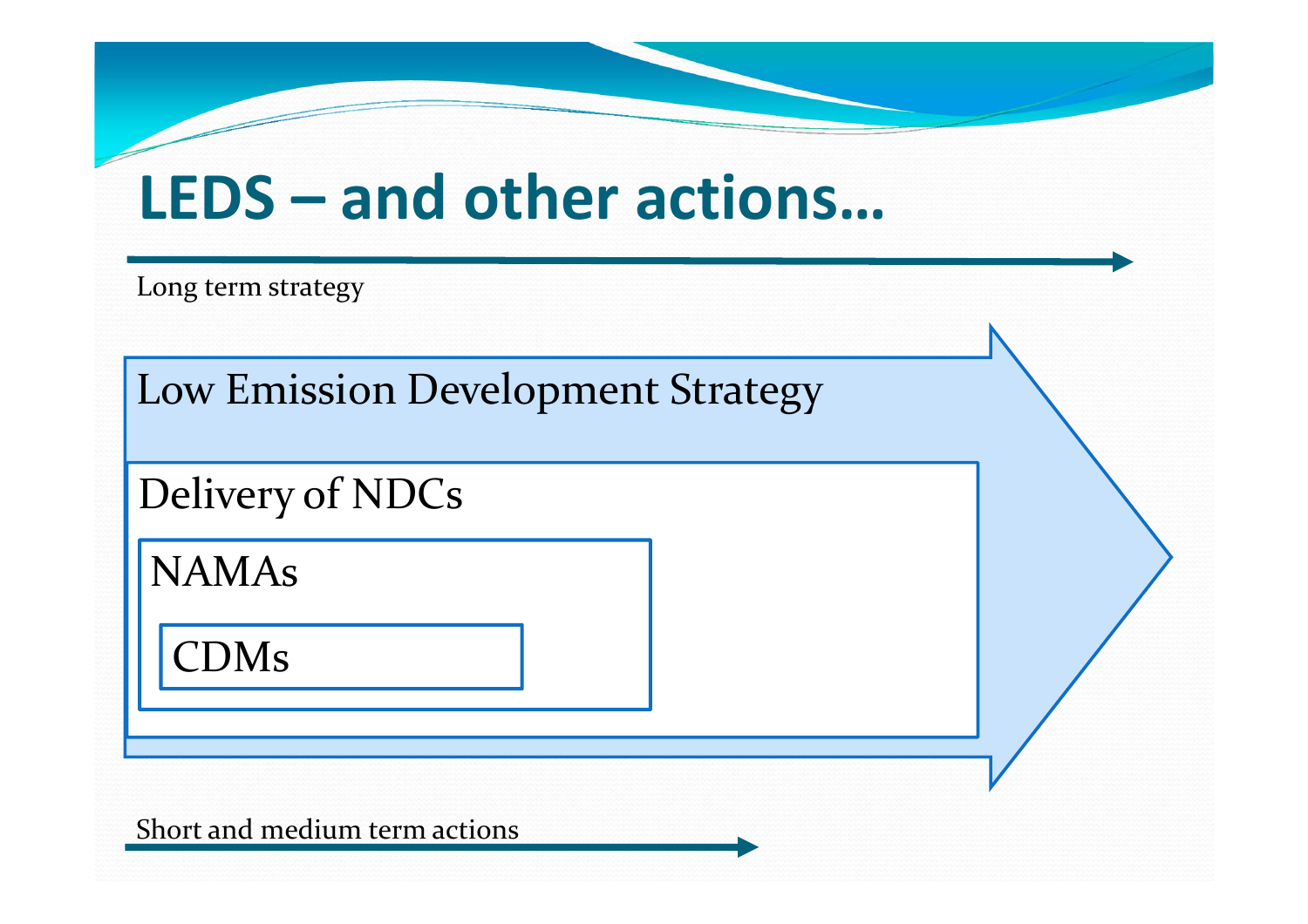# LEDS – and other actions…

Long term strategy

Low Emission Development Strategy

Delivery of NDCs

NAMAs

CDMs

Short and medium term actions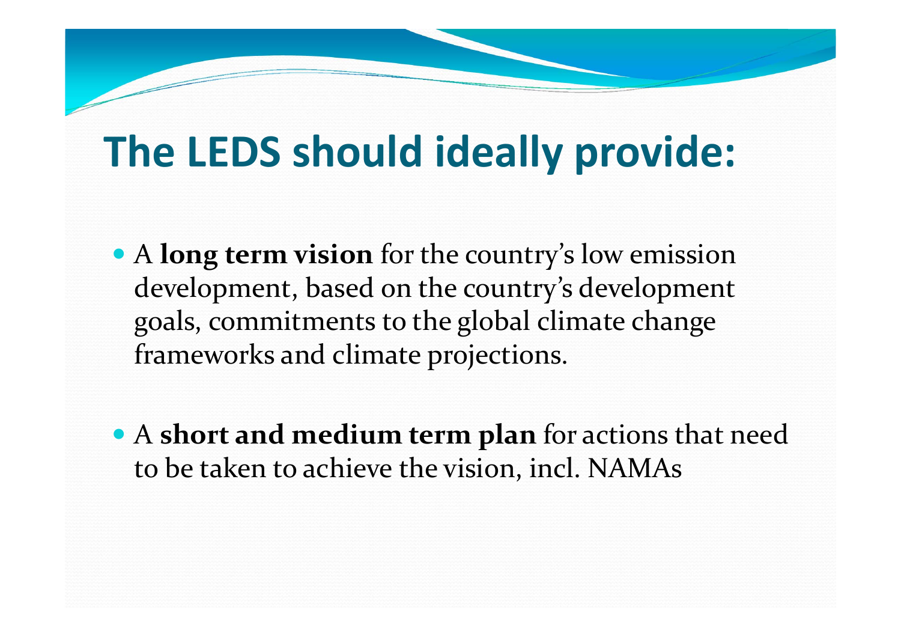# The LEDS should ideally provide:

- A **long term vision** for the country's low emission development, based on the country's development goals, commitments to the global climate change frameworks and climate projections.

- A **short and medium term plan** for actions that need to be taken to achieve the vision, incl. NAMAs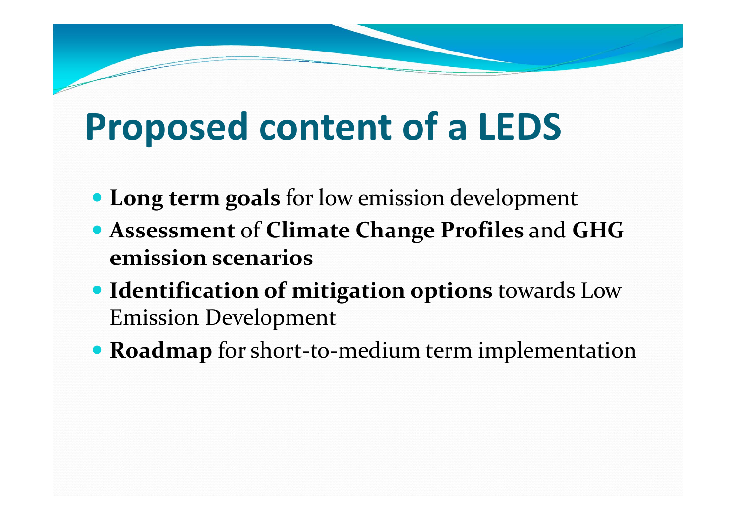# Proposed content of a LEDS

- **Long term goals** for low emission development
- **Assessment** of **Climate Change Profiles** and **GHG emission scenarios**
- **Identification of mitigation options** towards Low Emission Development
- **Roadmap** for short-to-medium term implementation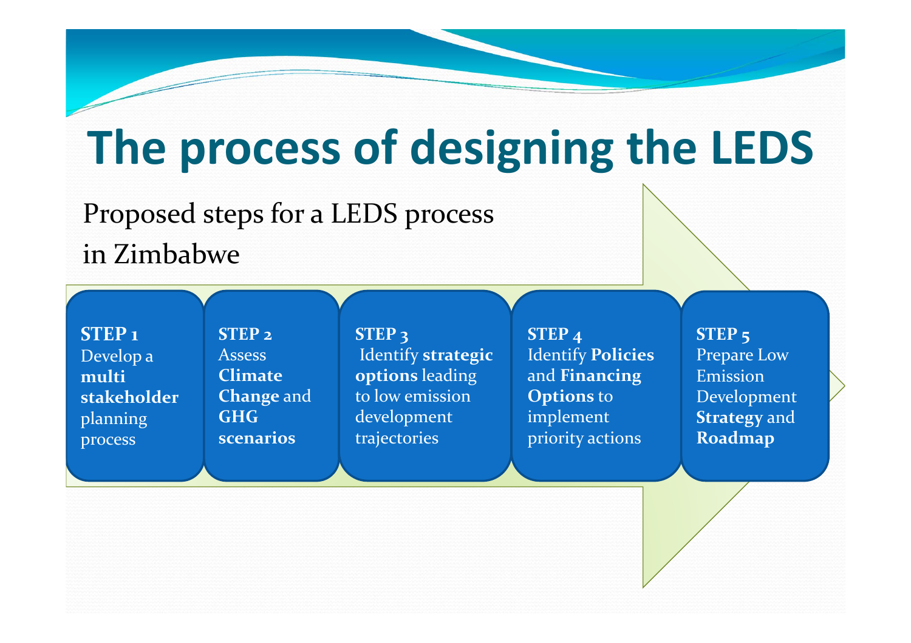# The process of designing the LEDS

Proposed steps for a LEDS process in Zimbabwe

**STEP 1**
Develop a **multi stakeholder** planning process

**STEP 2**
Assess **Climate Change** and **GHG scenarios**

**STEP 3**
Identify **strategic options** leading to low emission development trajectories

**STEP 4**
Identify **Policies** and **Financing Options** to implement priority actions

**STEP 5**
Prepare Low Emission Development **Strategy** and **Roadmap**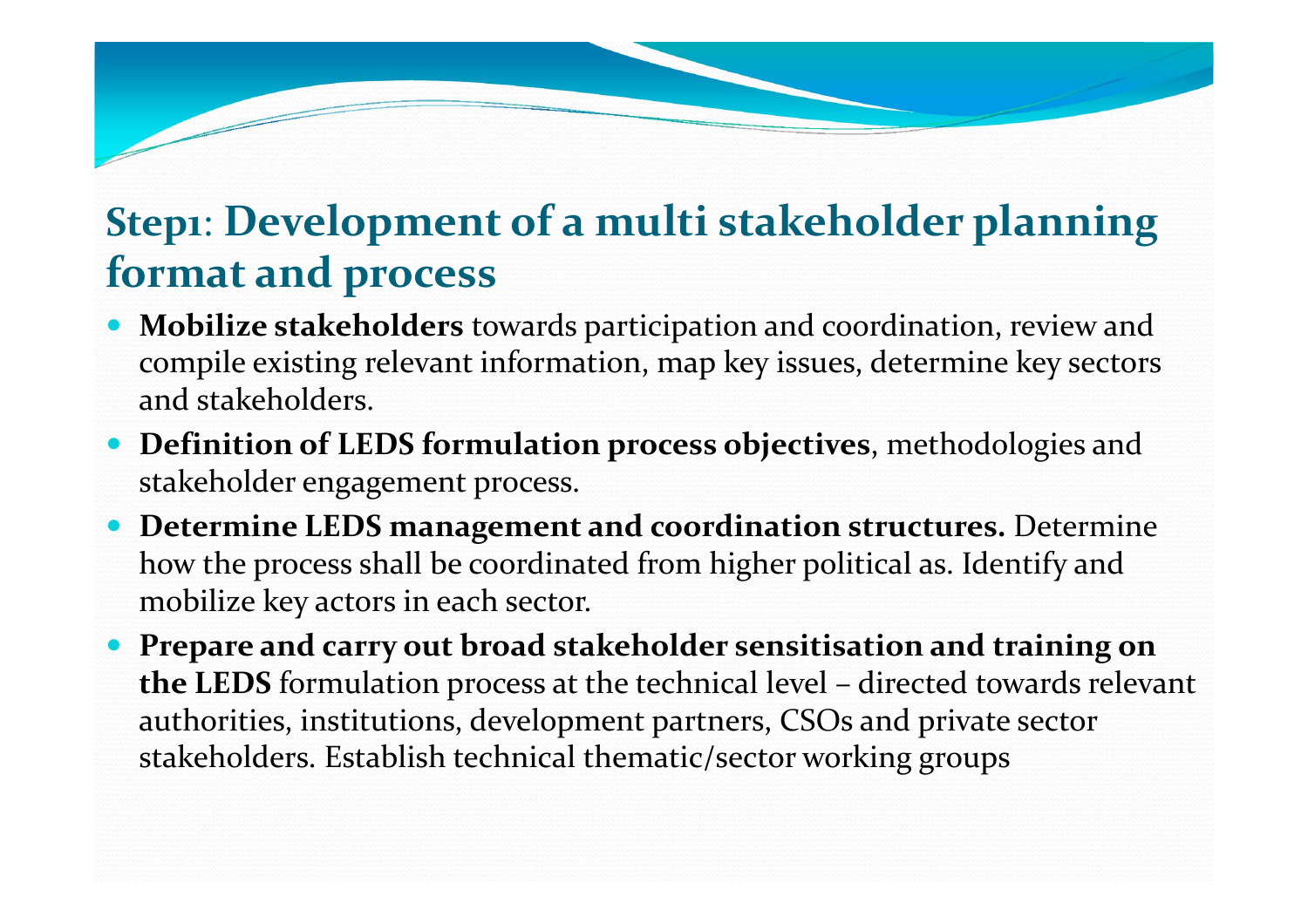## Step1: Development of a multi stakeholder planning format and process

- **Mobilize stakeholders** towards participation and coordination, review and compile existing relevant information, map key issues, determine key sectors and stakeholders.
- **Definition of LEDS formulation process objectives**, methodologies and stakeholder engagement process.
- **Determine LEDS management and coordination structures.** Determine how the process shall be coordinated from higher political as. Identify and mobilize key actors in each sector.
- **Prepare and carry out broad stakeholder sensitisation and training on the LEDS** formulation process at the technical level – directed towards relevant authorities, institutions, development partners, CSOs and private sector stakeholders. Establish technical thematic/sector working groups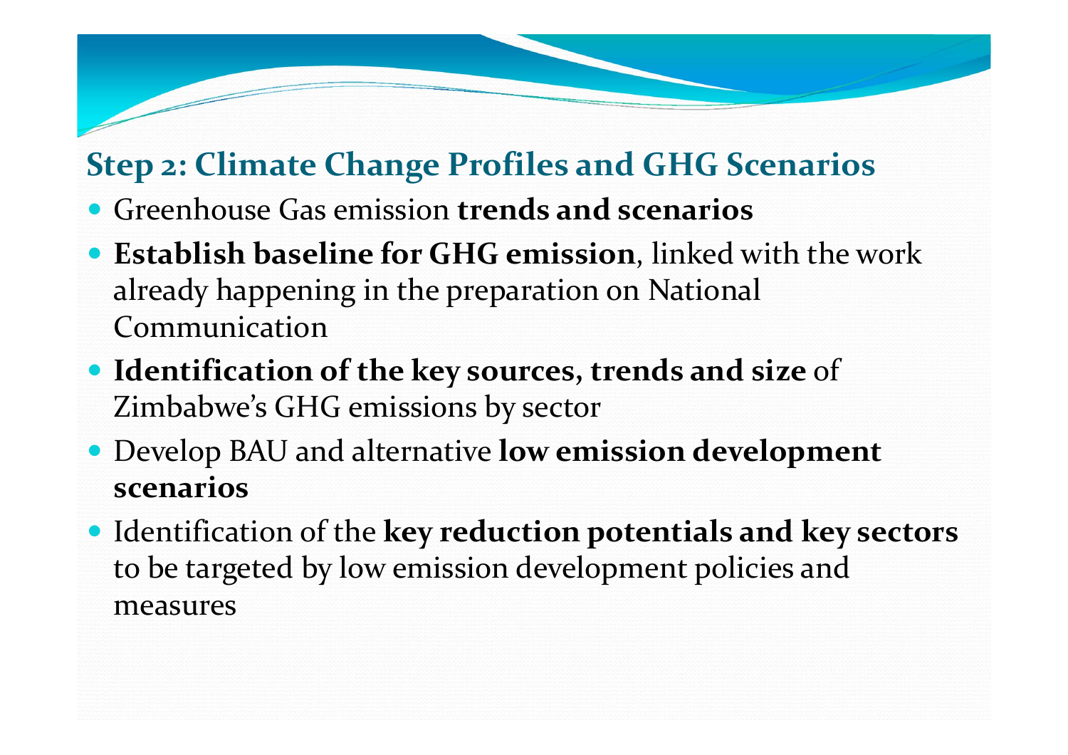## Step 2: Climate Change Profiles and GHG Scenarios

- Greenhouse Gas emission **trends and scenarios**
- **Establish baseline for GHG emission**, linked with the work already happening in the preparation on National Communication
- **Identification of the key sources, trends and size** of Zimbabwe's GHG emissions by sector
- Develop BAU and alternative **low emission development scenarios**
- Identification of the **key reduction potentials and key sectors** to be targeted by low emission development policies and measures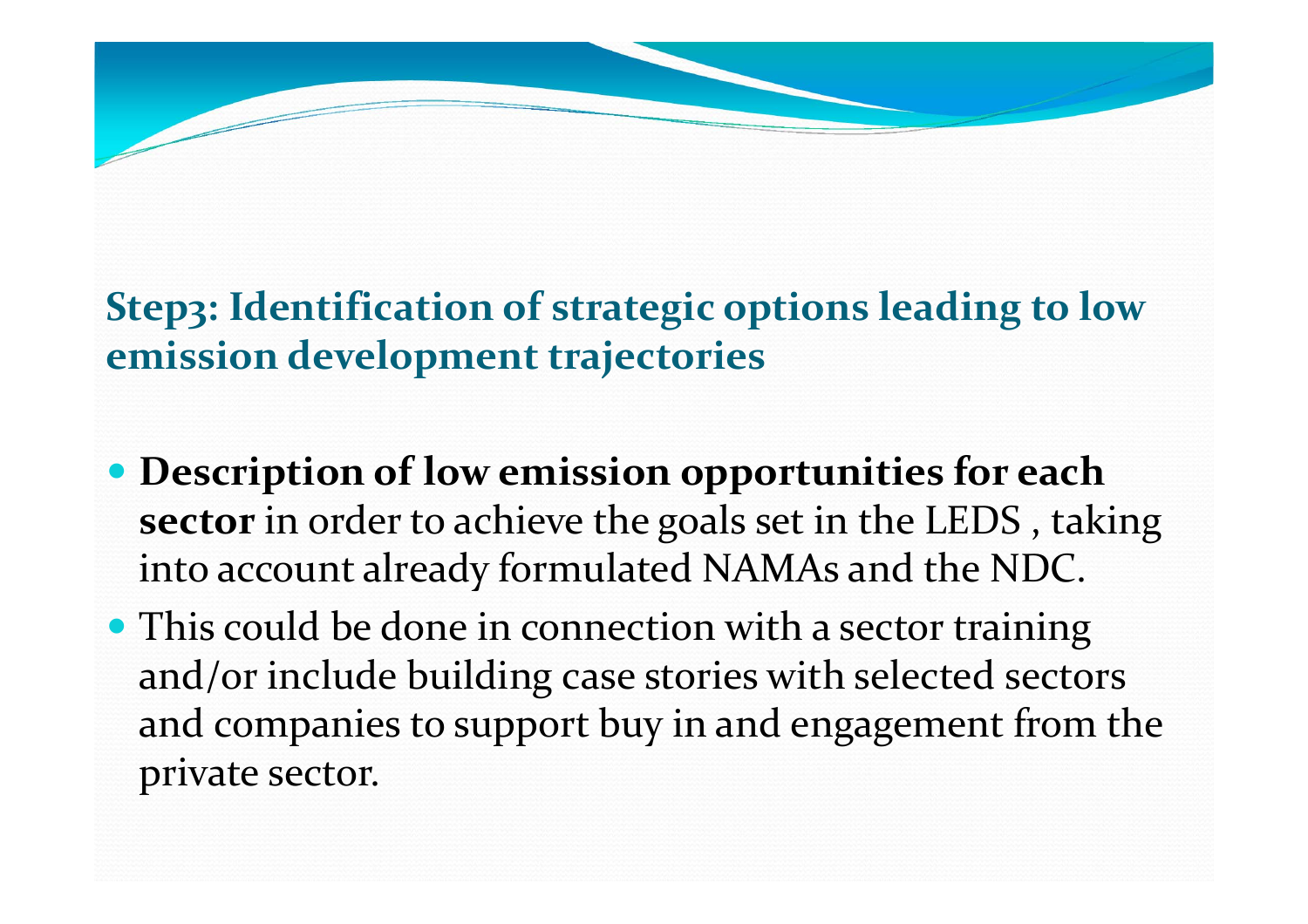## Step3: Identification of strategic options leading to low emission development trajectories

- **Description of low emission opportunities for each sector** in order to achieve the goals set in the LEDS , taking into account already formulated NAMAs and the NDC.
- This could be done in connection with a sector training and/or include building case stories with selected sectors and companies to support buy in and engagement from the private sector.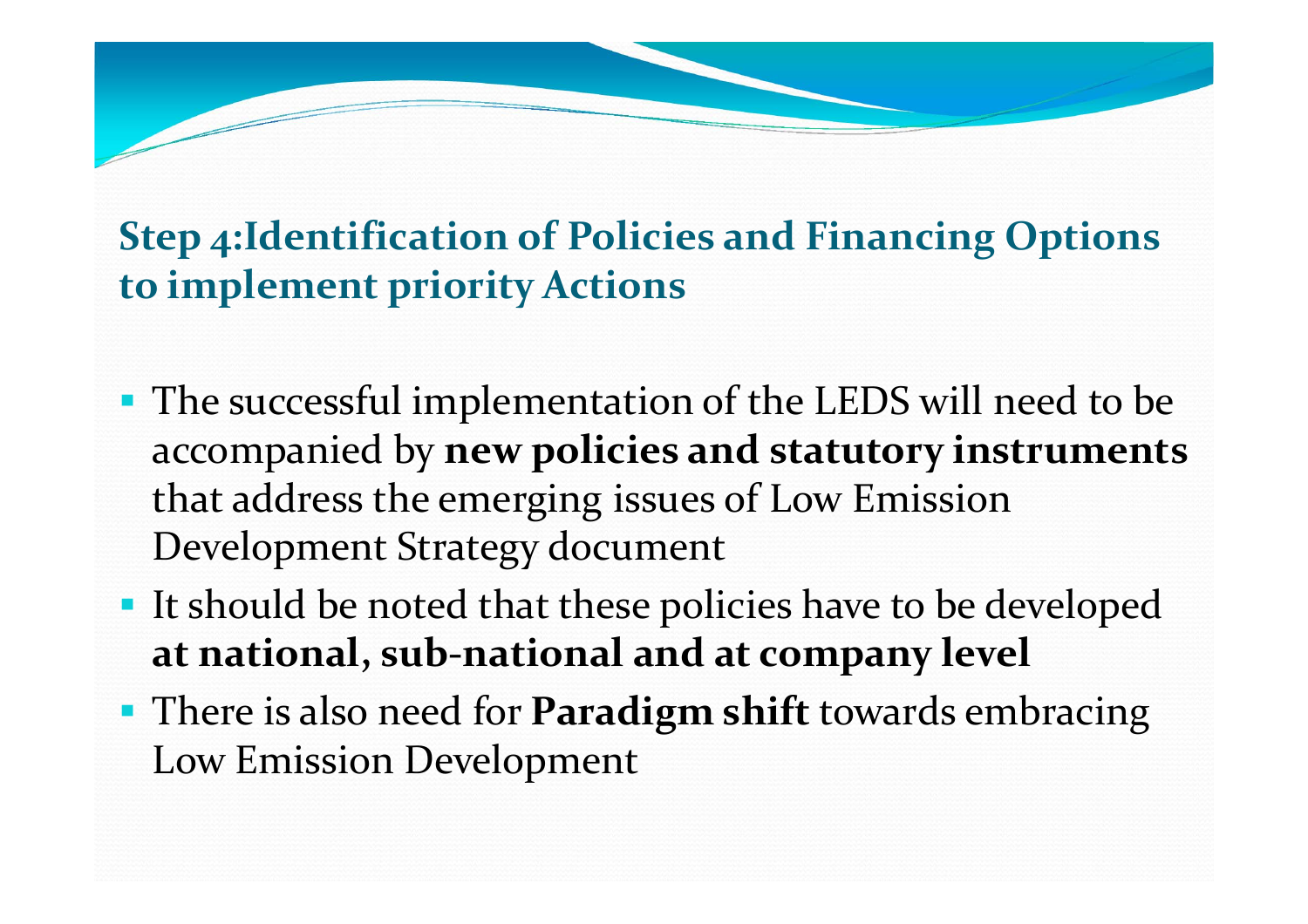## Step 4:Identification of Policies and Financing Options to implement priority Actions

- The successful implementation of the LEDS will need to be accompanied by **new policies and statutory instruments** that address the emerging issues of Low Emission Development Strategy document
- It should be noted that these policies have to be developed **at national, sub-national and at company level**
- There is also need for **Paradigm shift** towards embracing Low Emission Development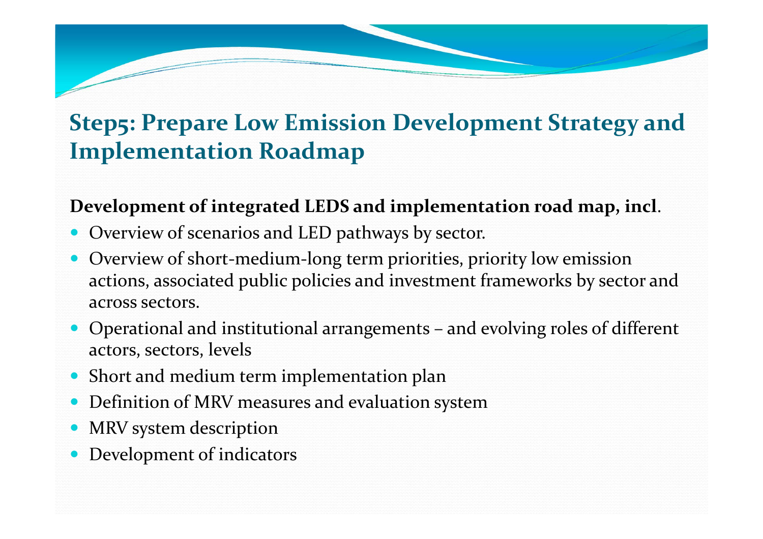## Step5: Prepare Low Emission Development Strategy and Implementation Roadmap

**Development of integrated LEDS and implementation road map, incl**.

- Overview of scenarios and LED pathways by sector.
- Overview of short-medium-long term priorities, priority low emission actions, associated public policies and investment frameworks by sector and across sectors.
- Operational and institutional arrangements – and evolving roles of different actors, sectors, levels
- Short and medium term implementation plan
- Definition of MRV measures and evaluation system
- MRV system description
- Development of indicators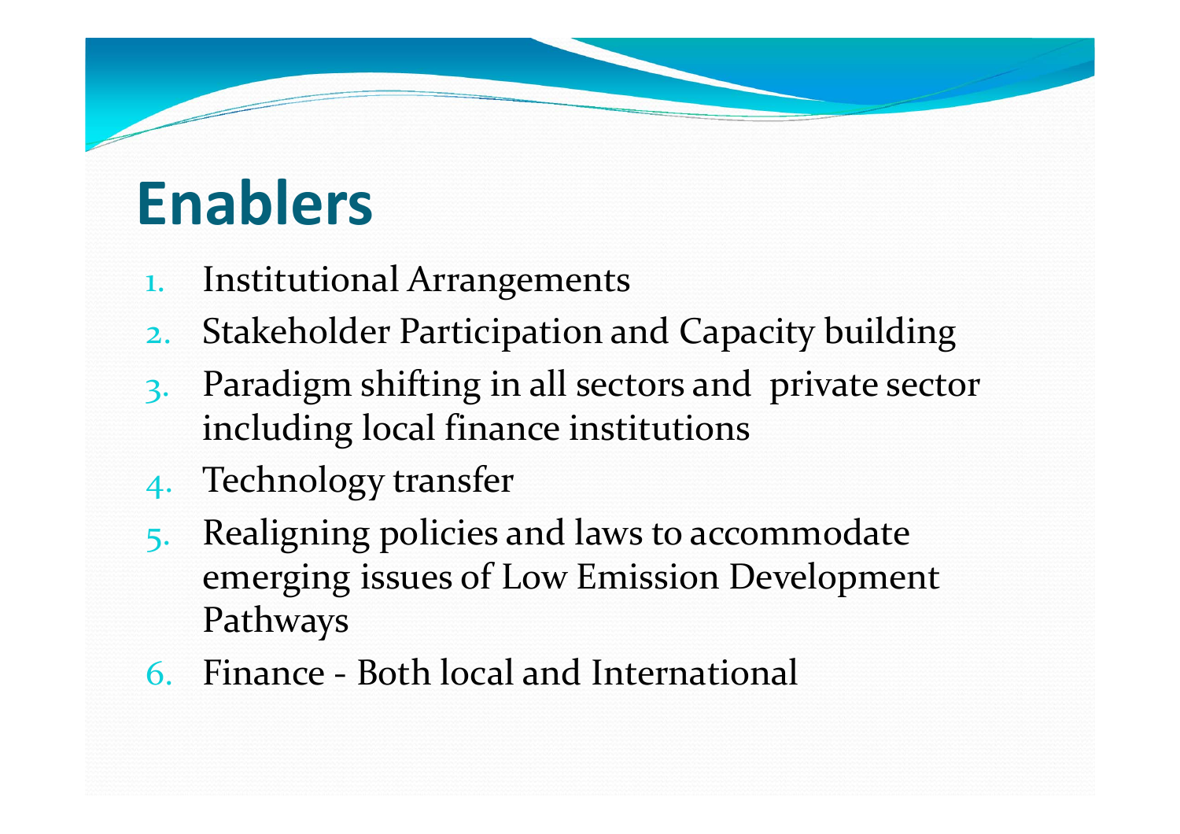# Enablers

1. Institutional Arrangements
2. Stakeholder Participation and Capacity building
3. Paradigm shifting in all sectors and private sector including local finance institutions
4. Technology transfer
5. Realigning policies and laws to accommodate emerging issues of Low Emission Development Pathways
6. Finance - Both local and International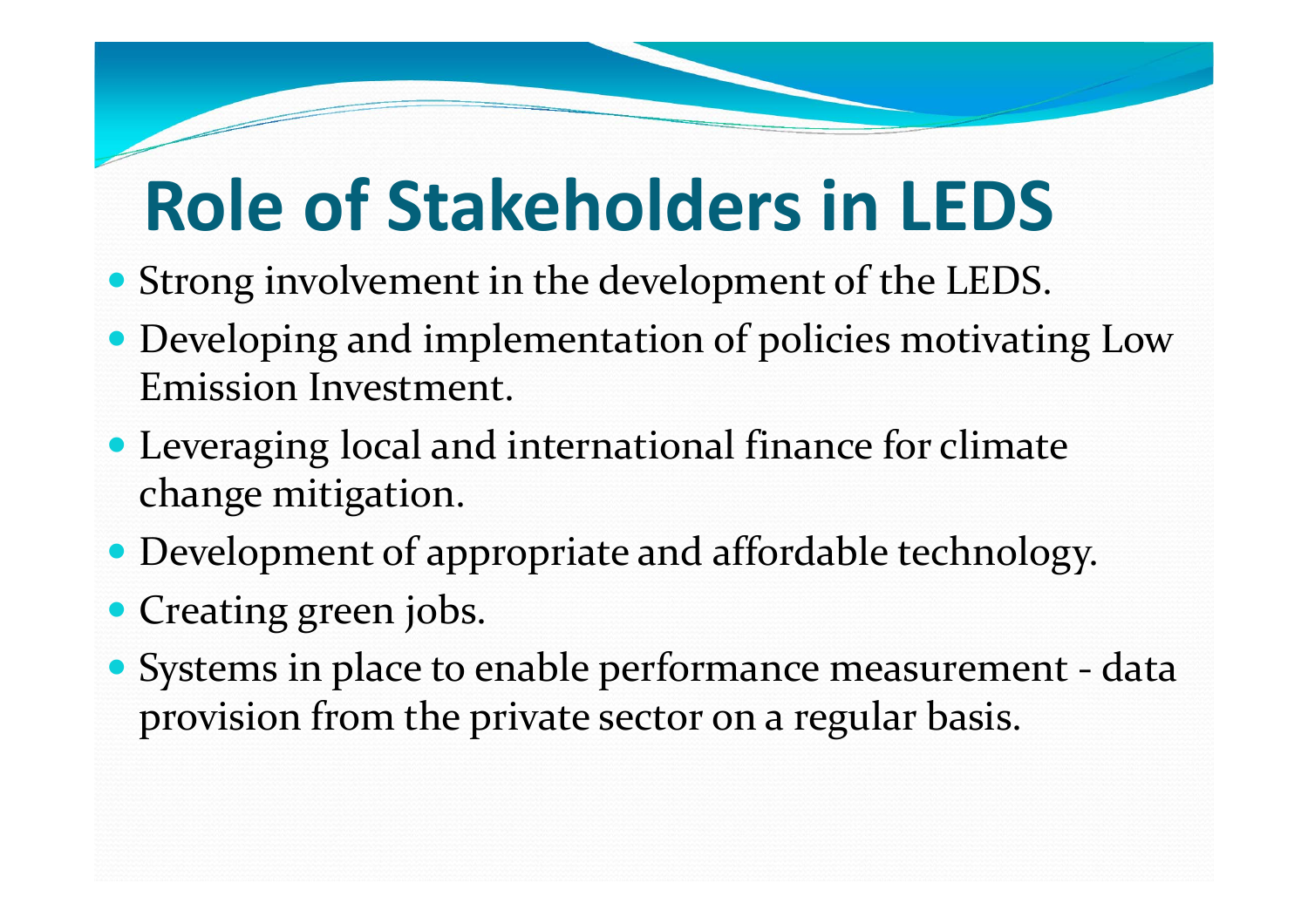# Role of Stakeholders in LEDS

- Strong involvement in the development of the LEDS.
- Developing and implementation of policies motivating Low Emission Investment.
- Leveraging local and international finance for climate change mitigation.
- Development of appropriate and affordable technology.
- Creating green jobs.
- Systems in place to enable performance measurement - data provision from the private sector on a regular basis.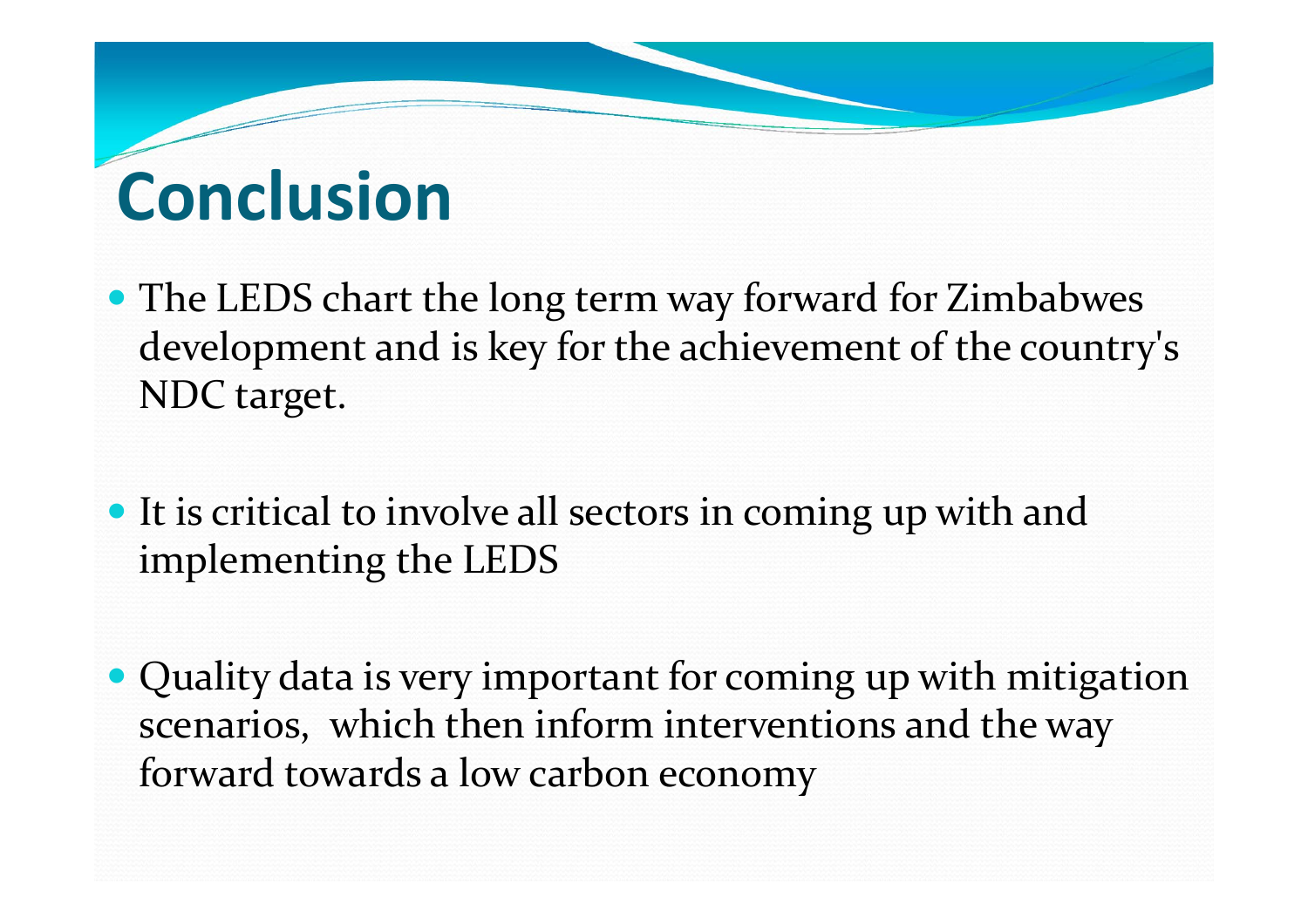# Conclusion

- The LEDS chart the long term way forward for Zimbabwes development and is key for the achievement of the country's NDC target.

- It is critical to involve all sectors in coming up with and implementing the LEDS

- Quality data is very important for coming up with mitigation scenarios, which then inform interventions and the way forward towards a low carbon economy